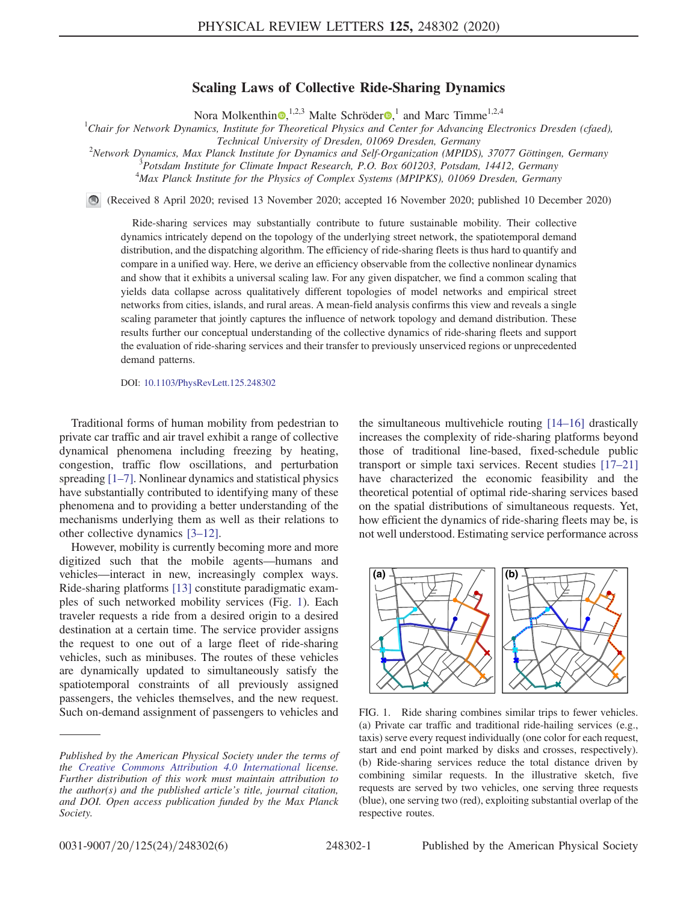# Scaling Laws of Collective Ride-Sharing Dynamics

Nora Molkenthin,[1,2,3] Malte Schröder,[1] and Marc Timme[1,2,4]

[1]Chair for Network Dynamics, Institute for Theoretical Physics and Center for Advancing Electronics Dresden (cfaed), Technical University of Dresden, 01069 Dresden, Germany

[2]Network Dynamics, Max Planck Institute for Dynamics and Self-Organization (MPIDS), 37077 Göttingen, Germany

[3]Potsdam Institute for Climate Impact Research, P.O. Box 601203, Potsdam, 14412, Germany

[4]Max Planck Institute for the Physics of Complex Systems (MPIPKS), 01069 Dresden, Germany

(Received 8 April 2020; revised 13 November 2020; accepted 16 November 2020; published 10 December 2020)

Ride-sharing services may substantially contribute to future sustainable mobility. Their collective dynamics intricately depend on the topology of the underlying street network, the spatiotemporal demand distribution, and the dispatching algorithm. The efficiency of ride-sharing fleets is thus hard to quantify and compare in a unified way. Here, we derive an efficiency observable from the collective nonlinear dynamics and show that it exhibits a universal scaling law. For any given dispatcher, we find a common scaling that yields data collapse across qualitatively different topologies of model networks and empirical street networks from cities, islands, and rural areas. A mean-field analysis confirms this view and reveals a single scaling parameter that jointly captures the influence of network topology and demand distribution. These results further our conceptual understanding of the collective dynamics of ride-sharing fleets and support the evaluation of ride-sharing services and their transfer to previously unserviced regions or unprecedented demand patterns.

DOI: 10.1103/PhysRevLett.125.248302

Traditional forms of human mobility from pedestrian to private car traffic and air travel exhibit a range of collective dynamical phenomena including freezing by heating, congestion, traffic flow oscillations, and perturbation spreading [1–7]. Nonlinear dynamics and statistical physics have substantially contributed to identifying many of these phenomena and to providing a better understanding of the mechanisms underlying them as well as their relations to other collective dynamics [3–12].

However, mobility is currently becoming more and more digitized such that the mobile agents—humans and vehicles—interact in new, increasingly complex ways. Ride-sharing platforms [13] constitute paradigmatic examples of such networked mobility services (Fig. 1). Each traveler requests a ride from a desired origin to a desired destination at a certain time. The service provider assigns the request to one out of a large fleet of ride-sharing vehicles, such as minibuses. The routes of these vehicles are dynamically updated to simultaneously satisfy the spatiotemporal constraints of all previously assigned passengers, the vehicles themselves, and the new request. Such on-demand assignment of passengers to vehicles and the simultaneous multivehicle routing [14–16] drastically increases the complexity of ride-sharing platforms beyond those of traditional line-based, fixed-schedule public transport or simple taxi services. Recent studies [17–21] have characterized the economic feasibility and the theoretical potential of optimal ride-sharing services based on the spatial distributions of simultaneous requests. Yet, how efficient the dynamics of ride-sharing fleets may be, is not well understood. Estimating service performance across

FIG. 1. Ride sharing combines similar trips to fewer vehicles. (a) Private car traffic and traditional ride-hailing services (e.g., taxis) serve every request individually (one color for each request, start and end point marked by disks and crosses, respectively). (b) Ride-sharing services reduce the total distance driven by combining similar requests. In the illustrative sketch, five requests are served by two vehicles, one serving three requests (blue), one serving two (red), exploiting substantial overlap of the respective routes.

*Published by the American Physical Society under the terms of the Creative Commons Attribution 4.0 International license. Further distribution of this work must maintain attribution to the author(s) and the published article's title, journal citation, and DOI. Open access publication funded by the Max Planck Society.*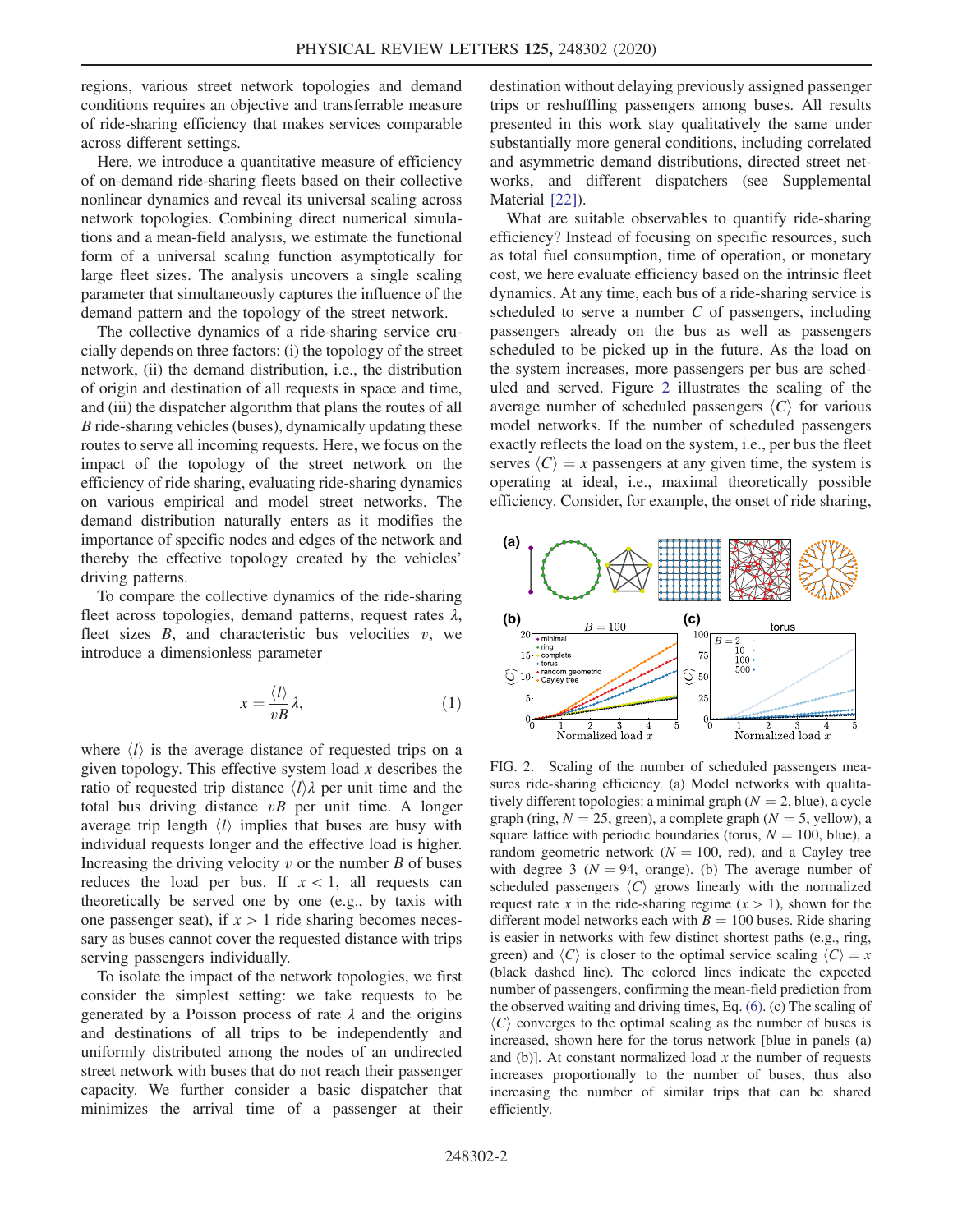regions, various street network topologies and demand conditions requires an objective and transferrable measure of ride-sharing efficiency that makes services comparable across different settings.

Here, we introduce a quantitative measure of efficiency of on-demand ride-sharing fleets based on their collective nonlinear dynamics and reveal its universal scaling across network topologies. Combining direct numerical simulations and a mean-field analysis, we estimate the functional form of a universal scaling function asymptotically for large fleet sizes. The analysis uncovers a single scaling parameter that simultaneously captures the influence of the demand pattern and the topology of the street network.

The collective dynamics of a ride-sharing service crucially depends on three factors: (i) the topology of the street network, (ii) the demand distribution, i.e., the distribution of origin and destination of all requests in space and time, and (iii) the dispatcher algorithm that plans the routes of all $B$ ride-sharing vehicles (buses), dynamically updating these routes to serve all incoming requests. Here, we focus on the impact of the topology of the street network on the efficiency of ride sharing, evaluating ride-sharing dynamics on various empirical and model street networks. The demand distribution naturally enters as it modifies the importance of specific nodes and edges of the network and thereby the effective topology created by the vehicles' driving patterns.

To compare the collective dynamics of the ride-sharing fleet across topologies, demand patterns, request rates $\lambda$, fleet sizes $B$, and characteristic bus velocities $v$, we introduce a dimensionless parameter

$$x = \frac{\langle l \rangle}{vB} \lambda, \tag{1}$$

where $\langle l \rangle$ is the average distance of requested trips on a given topology. This effective system load $x$ describes the ratio of requested trip distance $\langle l \rangle \lambda$ per unit time and the total bus driving distance $vB$ per unit time. A longer average trip length $\langle l \rangle$ implies that buses are busy with individual requests longer and the effective load is higher. Increasing the driving velocity $v$ or the number $B$ of buses reduces the load per bus. If $x < 1$, all requests can theoretically be served one by one (e.g., by taxis with one passenger seat), if $x > 1$ ride sharing becomes necessary as buses cannot cover the requested distance with trips serving passengers individually.

To isolate the impact of the network topologies, we first consider the simplest setting: we take requests to be generated by a Poisson process of rate $\lambda$ and the origins and destinations of all trips to be independently and uniformly distributed among the nodes of an undirected street network with buses that do not reach their passenger capacity. We further consider a basic dispatcher that minimizes the arrival time of a passenger at their destination without delaying previously assigned passenger trips or reshuffling passengers among buses. All results presented in this work stay qualitatively the same under substantially more general conditions, including correlated and asymmetric demand distributions, directed street networks, and different dispatchers (see Supplemental Material [22]).

What are suitable observables to quantify ride-sharing efficiency? Instead of focusing on specific resources, such as total fuel consumption, time of operation, or monetary cost, we here evaluate efficiency based on the intrinsic fleet dynamics. At any time, each bus of a ride-sharing service is scheduled to serve a number $C$ of passengers, including passengers already on the bus as well as passengers scheduled to be picked up in the future. As the load on the system increases, more passengers per bus are scheduled and served. Figure 2 illustrates the scaling of the average number of scheduled passengers $\langle C \rangle$ for various model networks. If the number of scheduled passengers exactly reflects the load on the system, i.e., per bus the fleet serves $\langle C \rangle = x$ passengers at any given time, the system is operating at ideal, i.e., maximal theoretically possible efficiency. Consider, for example, the onset of ride sharing,

FIG. 2. Scaling of the number of scheduled passengers measures ride-sharing efficiency. (a) Model networks with qualitatively different topologies: a minimal graph ($N = 2$, blue), a cycle graph (ring, $N = 25$, green), a complete graph ($N = 5$, yellow), a square lattice with periodic boundaries (torus, $N = 100$, blue), a random geometric network ($N = 100$, red), and a Cayley tree with degree 3 ($N = 94$, orange). (b) The average number of scheduled passengers $\langle C \rangle$ grows linearly with the normalized request rate $x$ in the ride-sharing regime ($x > 1$), shown for the different model networks each with $B = 100$ buses. Ride sharing is easier in networks with few distinct shortest paths (e.g., ring, green) and $\langle C \rangle$ is closer to the optimal service scaling $\langle C \rangle = x$ (black dashed line). The colored lines indicate the expected number of passengers, confirming the mean-field prediction from the observed waiting and driving times, Eq. (6). (c) The scaling of $\langle C \rangle$ converges to the optimal scaling as the number of buses is increased, shown here for the torus network [blue in panels (a) and (b)]. At constant normalized load $x$ the number of requests increases proportionally to the number of buses, thus also increasing the number of similar trips that can be shared efficiently.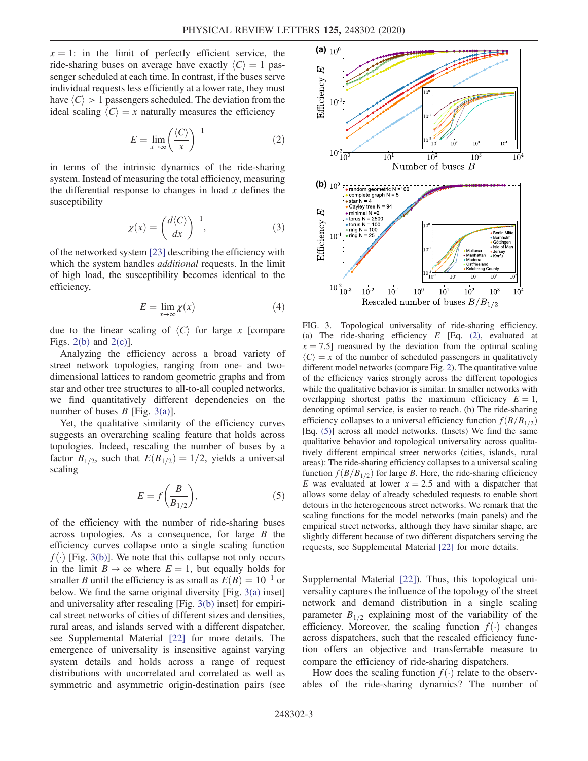$x = 1$: in the limit of perfectly efficient service, the ride-sharing buses on average have exactly $\langle C \rangle = 1$ passenger scheduled at each time. In contrast, if the buses serve individual requests less efficiently at a lower rate, they must have $\langle C \rangle > 1$ passengers scheduled. The deviation from the ideal scaling $\langle C \rangle = x$ naturally measures the efficiency

$$E = \lim_{x \to \infty} \left( \frac{\langle C \rangle}{x} \right)^{-1} \tag{2}$$

in terms of the intrinsic dynamics of the ride-sharing system. Instead of measuring the total efficiency, measuring the differential response to changes in load $x$ defines the susceptibility

$$\chi(x) = \left( \frac{d\langle C \rangle}{dx} \right)^{-1}, \tag{3}$$

of the networked system [23] describing the efficiency with which the system handles *additional* requests. In the limit of high load, the susceptibility becomes identical to the efficiency,

$$E = \lim_{x \to \infty} \chi(x) \tag{4}$$

due to the linear scaling of $\langle C \rangle$ for large $x$ [compare Figs. 2(b) and 2(c)].

Analyzing the efficiency across a broad variety of street network topologies, ranging from one- and two-dimensional lattices to random geometric graphs and from star and other tree structures to all-to-all coupled networks, we find quantitatively different dependencies on the number of buses $B$ [Fig. 3(a)].

Yet, the qualitative similarity of the efficiency curves suggests an overarching scaling feature that holds across topologies. Indeed, rescaling the number of buses by a factor $B_{1/2}$, such that $E(B_{1/2}) = 1/2$, yields a universal scaling

$$E = f\left( \frac{B}{B_{1/2}} \right), \tag{5}$$

of the efficiency with the number of ride-sharing buses across topologies. As a consequence, for large $B$ the efficiency curves collapse onto a single scaling function $f(\cdot)$ [Fig. 3(b)]. We note that this collapse not only occurs in the limit $B \to \infty$ where $E = 1$, but equally holds for smaller $B$ until the efficiency is as small as $E(B) = 10^{-1}$ or below. We find the same original diversity [Fig. 3(a) inset] and universality after rescaling [Fig. 3(b) inset] for empirical street networks of cities of different sizes and densities, rural areas, and islands served with a different dispatcher, see Supplemental Material [22] for more details. The emergence of universality is insensitive against varying system details and holds across a range of request distributions with uncorrelated and correlated as well as symmetric and asymmetric origin-destination pairs (see Supplemental Material [22]). Thus, this topological universality captures the influence of the topology of the street network and demand distribution in a single scaling parameter $B_{1/2}$ explaining most of the variability of the efficiency. Moreover, the scaling function $f(\cdot)$ changes across dispatchers, such that the rescaled efficiency function offers an objective and transferrable measure to compare the efficiency of ride-sharing dispatchers.

FIG. 3. Topological universality of ride-sharing efficiency. (a) The ride-sharing efficiency $E$ [Eq. (2), evaluated at $x = 7.5$] measured by the deviation from the optimal scaling $\langle C \rangle = x$ of the number of scheduled passengers in qualitatively different model networks (compare Fig. 2). The quantitative value of the efficiency varies strongly across the different topologies while the qualitative behavior is similar. In smaller networks with overlapping shortest paths the maximum efficiency $E = 1$, denoting optimal service, is easier to reach. (b) The ride-sharing efficiency collapses to a universal efficiency function $f(B/B_{1/2})$ [Eq. (5)] across all model networks. (Insets) We find the same qualitative behavior and topological universality across qualitatively different empirical street networks (cities, islands, rural areas): The ride-sharing efficiency collapses to a universal scaling function $f(B/B_{1/2})$ for large $B$. Here, the ride-sharing efficiency $E$ was evaluated at lower $x = 2.5$ and with a dispatcher that allows some delay of already scheduled requests to enable short detours in the heterogeneous street networks. We remark that the scaling functions for the model networks (main panels) and the empirical street networks, although they have similar shape, are slightly different because of two different dispatchers serving the requests, see Supplemental Material [22] for more details.

How does the scaling function $f(\cdot)$ relate to the observables of the ride-sharing dynamics? The number of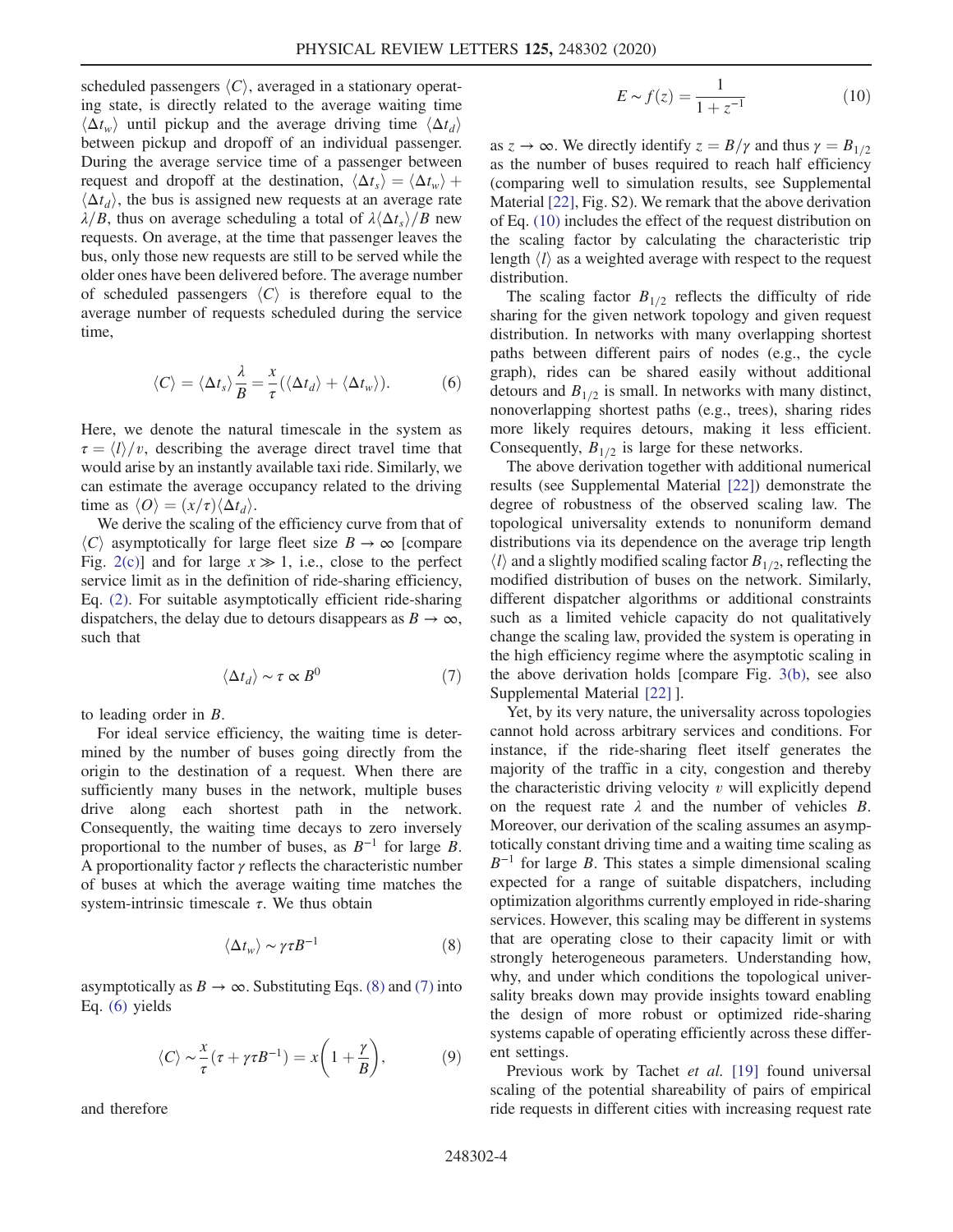scheduled passengers $\langle C \rangle$, averaged in a stationary operating state, is directly related to the average waiting time $\langle \Delta t_w \rangle$ until pickup and the average driving time $\langle \Delta t_d \rangle$ between pickup and dropoff of an individual passenger. During the average service time of a passenger between request and dropoff at the destination, $\langle \Delta t_s \rangle = \langle \Delta t_w \rangle + \langle \Delta t_d \rangle$, the bus is assigned new requests at an average rate $\lambda / B$, thus on average scheduling a total of $\lambda \langle \Delta t_s \rangle / B$ new requests. On average, at the time that passenger leaves the bus, only those new requests are still to be served while the older ones have been delivered before. The average number of scheduled passengers $\langle C \rangle$ is therefore equal to the average number of requests scheduled during the service time,

$$\langle C \rangle = \langle \Delta t_s \rangle \frac{\lambda}{B} = \frac{x}{\tau} (\langle \Delta t_d \rangle + \langle \Delta t_w \rangle). \tag{6}$$

Here, we denote the natural timescale in the system as $\tau = \langle l \rangle / v$, describing the average direct travel time that would arise by an instantly available taxi ride. Similarly, we can estimate the average occupancy related to the driving time as $\langle O \rangle = (x/\tau) \langle \Delta t_d \rangle$.

We derive the scaling of the efficiency curve from that of $\langle C \rangle$ asymptotically for large fleet size $B \to \infty$ [compare Fig. 2(c)] and for large $x \gg 1$, i.e., close to the perfect service limit as in the definition of ride-sharing efficiency, Eq. (2). For suitable asymptotically efficient ride-sharing dispatchers, the delay due to detours disappears as $B \to \infty$, such that

$$\langle \Delta t_d \rangle \sim \tau \propto B^0 \tag{7}$$

to leading order in $B$.

For ideal service efficiency, the waiting time is determined by the number of buses going directly from the origin to the destination of a request. When there are sufficiently many buses in the network, multiple buses drive along each shortest path in the network. Consequently, the waiting time decays to zero inversely proportional to the number of buses, as $B^{-1}$ for large $B$. A proportionality factor $\gamma$ reflects the characteristic number of buses at which the average waiting time matches the system-intrinsic timescale $\tau$. We thus obtain

$$\langle \Delta t_w \rangle \sim \gamma \tau B^{-1} \tag{8}$$

asymptotically as $B \to \infty$. Substituting Eqs. (8) and (7) into Eq. (6) yields

$$\langle C \rangle \sim \frac{x}{\tau} (\tau + \gamma \tau B^{-1}) = x \left( 1 + \frac{\gamma}{B} \right), \tag{9}$$

and therefore

$$E \sim f(z) = \frac{1}{1 + z^{-1}} \tag{10}$$

as $z \to \infty$. We directly identify $z = B/\gamma$ and thus $\gamma = B_{1/2}$ as the number of buses required to reach half efficiency (comparing well to simulation results, see Supplemental Material [22], Fig. S2). We remark that the above derivation of Eq. (10) includes the effect of the request distribution on the scaling factor by calculating the characteristic trip length $\langle l \rangle$ as a weighted average with respect to the request distribution.

The scaling factor $B_{1/2}$ reflects the difficulty of ride sharing for the given network topology and given request distribution. In networks with many overlapping shortest paths between different pairs of nodes (e.g., the cycle graph), rides can be shared easily without additional detours and $B_{1/2}$ is small. In networks with many distinct, nonoverlapping shortest paths (e.g., trees), sharing rides more likely requires detours, making it less efficient. Consequently, $B_{1/2}$ is large for these networks.

The above derivation together with additional numerical results (see Supplemental Material [22]) demonstrate the degree of robustness of the observed scaling law. The topological universality extends to nonuniform demand distributions via its dependence on the average trip length $\langle l \rangle$ and a slightly modified scaling factor $B_{1/2}$, reflecting the modified distribution of buses on the network. Similarly, different dispatcher algorithms or additional constraints such as a limited vehicle capacity do not qualitatively change the scaling law, provided the system is operating in the high efficiency regime where the asymptotic scaling in the above derivation holds [compare Fig. 3(b), see also Supplemental Material [22] ].

Yet, by its very nature, the universality across topologies cannot hold across arbitrary services and conditions. For instance, if the ride-sharing fleet itself generates the majority of the traffic in a city, congestion and thereby the characteristic driving velocity $v$ will explicitly depend on the request rate $\lambda$ and the number of vehicles $B$. Moreover, our derivation of the scaling assumes an asymptotically constant driving time and a waiting time scaling as $B^{-1}$ for large $B$. This states a simple dimensional scaling expected for a range of suitable dispatchers, including optimization algorithms currently employed in ride-sharing services. However, this scaling may be different in systems that are operating close to their capacity limit or with strongly heterogeneous parameters. Understanding how, why, and under which conditions the topological universality breaks down may provide insights toward enabling the design of more robust or optimized ride-sharing systems capable of operating efficiently across these different settings.

Previous work by Tachet *et al.* [19] found universal scaling of the potential shareability of pairs of empirical ride requests in different cities with increasing request rate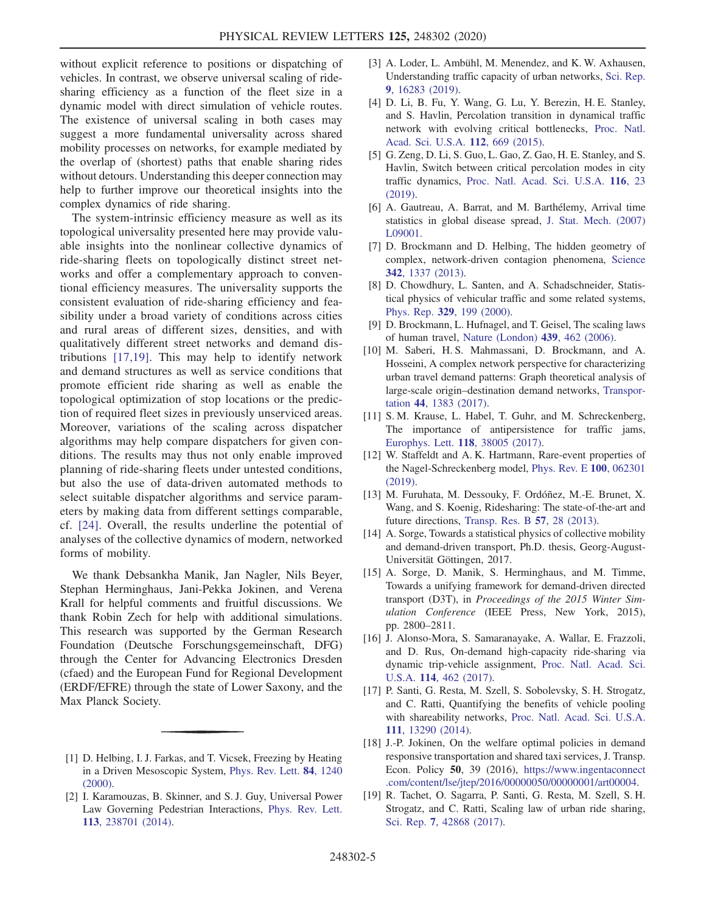without explicit reference to positions or dispatching of vehicles. In contrast, we observe universal scaling of ride-sharing efficiency as a function of the fleet size in a dynamic model with direct simulation of vehicle routes. The existence of universal scaling in both cases may suggest a more fundamental universality across shared mobility processes on networks, for example mediated by the overlap of (shortest) paths that enable sharing rides without detours. Understanding this deeper connection may help to further improve our theoretical insights into the complex dynamics of ride sharing.

The system-intrinsic efficiency measure as well as its topological universality presented here may provide valuable insights into the nonlinear collective dynamics of ride-sharing fleets on topologically distinct street networks and offer a complementary approach to conventional efficiency measures. The universality supports the consistent evaluation of ride-sharing efficiency and feasibility under a broad variety of conditions across cities and rural areas of different sizes, densities, and with qualitatively different street networks and demand distributions [17,19]. This may help to identify network and demand structures as well as service conditions that promote efficient ride sharing as well as enable the topological optimization of stop locations or the prediction of required fleet sizes in previously unserviced areas. Moreover, variations of the scaling across dispatcher algorithms may help compare dispatchers for given conditions. The results may thus not only enable improved planning of ride-sharing fleets under untested conditions, but also the use of data-driven automated methods to select suitable dispatcher algorithms and service parameters by making data from different settings comparable, cf. [24]. Overall, the results underline the potential of analyses of the collective dynamics of modern, networked forms of mobility.

We thank Debsankha Manik, Jan Nagler, Nils Beyer, Stephan Herminghaus, Jani-Pekka Jokinen, and Verena Krall for helpful comments and fruitful discussions. We thank Robin Zech for help with additional simulations. This research was supported by the German Research Foundation (Deutsche Forschungsgemeinschaft, DFG) through the Center for Advancing Electronics Dresden (cfaed) and the European Fund for Regional Development (ERDF/EFRE) through the state of Lower Saxony, and the Max Planck Society.

---

[1] D. Helbing, I. J. Farkas, and T. Vicsek, Freezing by Heating in a Driven Mesoscopic System, Phys. Rev. Lett. **84**, 1240 (2000).

[2] I. Karamouzas, B. Skinner, and S. J. Guy, Universal Power Law Governing Pedestrian Interactions, Phys. Rev. Lett. **113**, 238701 (2014).

[3] A. Loder, L. Ambühl, M. Menendez, and K. W. Axhausen, Understanding traffic capacity of urban networks, Sci. Rep. **9**, 16283 (2019).

[4] D. Li, B. Fu, Y. Wang, G. Lu, Y. Berezin, H. E. Stanley, and S. Havlin, Percolation transition in dynamical traffic network with evolving critical bottlenecks, Proc. Natl. Acad. Sci. U.S.A. **112**, 669 (2015).

[5] G. Zeng, D. Li, S. Guo, L. Gao, Z. Gao, H. E. Stanley, and S. Havlin, Switch between critical percolation modes in city traffic dynamics, Proc. Natl. Acad. Sci. U.S.A. **116**, 23 (2019).

[6] A. Gautreau, A. Barrat, and M. Barthélemy, Arrival time statistics in global disease spread, J. Stat. Mech. (2007) L09001.

[7] D. Brockmann and D. Helbing, The hidden geometry of complex, network-driven contagion phenomena, Science **342**, 1337 (2013).

[8] D. Chowdhury, L. Santen, and A. Schadschneider, Statistical physics of vehicular traffic and some related systems, Phys. Rep. **329**, 199 (2000).

[9] D. Brockmann, L. Hufnagel, and T. Geisel, The scaling laws of human travel, Nature (London) **439**, 462 (2006).

[10] M. Saberi, H. S. Mahmassani, D. Brockmann, and A. Hosseini, A complex network perspective for characterizing urban travel demand patterns: Graph theoretical analysis of large-scale origin–destination demand networks, Transportation **44**, 1383 (2017).

[11] S. M. Krause, L. Habel, T. Guhr, and M. Schreckenberg, The importance of antipersistence for traffic jams, Europhys. Lett. **118**, 38005 (2017).

[12] W. Staffeldt and A. K. Hartmann, Rare-event properties of the Nagel-Schreckenberg model, Phys. Rev. E **100**, 062301 (2019).

[13] M. Furuhata, M. Dessouky, F. Ordóñez, M.-E. Brunet, X. Wang, and S. Koenig, Ridesharing: The state-of-the-art and future directions, Transp. Res. B **57**, 28 (2013).

[14] A. Sorge, Towards a statistical physics of collective mobility and demand-driven transport, Ph.D. thesis, Georg-August-Universität Göttingen, 2017.

[15] A. Sorge, D. Manik, S. Herminghaus, and M. Timme, Towards a unifying framework for demand-driven directed transport (D3T), in *Proceedings of the 2015 Winter Simulation Conference* (IEEE Press, New York, 2015), pp. 2800–2811.

[16] J. Alonso-Mora, S. Samaranayake, A. Wallar, E. Frazzoli, and D. Rus, On-demand high-capacity ride-sharing via dynamic trip-vehicle assignment, Proc. Natl. Acad. Sci. U.S.A. **114**, 462 (2017).

[17] P. Santi, G. Resta, M. Szell, S. Sobolevsky, S. H. Strogatz, and C. Ratti, Quantifying the benefits of vehicle pooling with shareability networks, Proc. Natl. Acad. Sci. U.S.A. **111**, 13290 (2014).

[18] J.-P. Jokinen, On the welfare optimal policies in demand responsive transportation and shared taxi services, J. Transp. Econ. Policy **50**, 39 (2016), https://www.ingentaconnect.com/content/lse/jtep/2016/00000050/00000001/art00004.

[19] R. Tachet, O. Sagarra, P. Santi, G. Resta, M. Szell, S. H. Strogatz, and C. Ratti, Scaling law of urban ride sharing, Sci. Rep. **7**, 42868 (2017).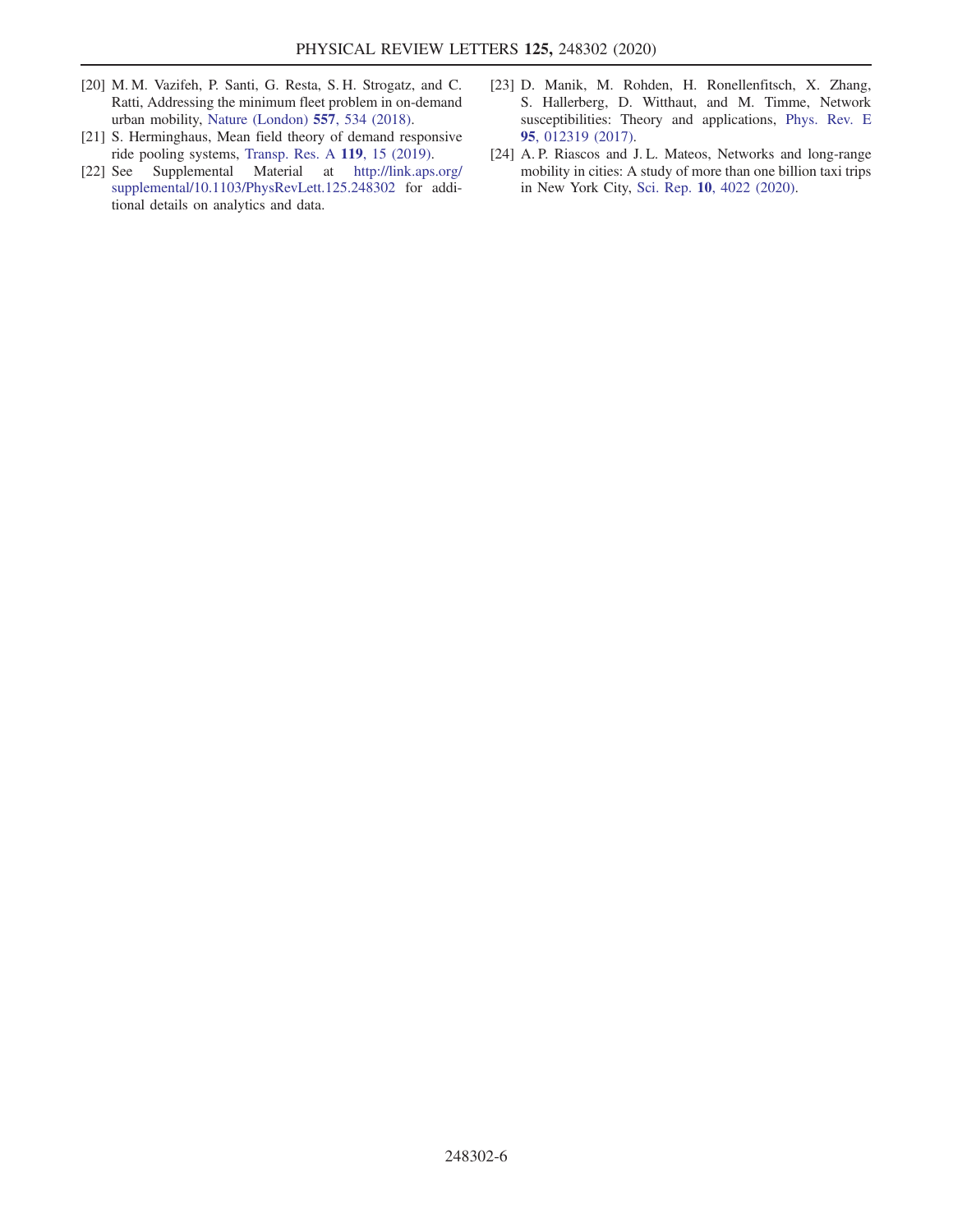[20] M. M. Vazifeh, P. Santi, G. Resta, S. H. Strogatz, and C. Ratti, Addressing the minimum fleet problem in on-demand urban mobility, Nature (London) **557**, 534 (2018).

[21] S. Herminghaus, Mean field theory of demand responsive ride pooling systems, Transp. Res. A **119**, 15 (2019).

[22] See Supplemental Material at http://link.aps.org/supplemental/10.1103/PhysRevLett.125.248302 for additional details on analytics and data.

[23] D. Manik, M. Rohden, H. Ronellenfitsch, X. Zhang, S. Hallerberg, D. Witthaut, and M. Timme, Network susceptibilities: Theory and applications, Phys. Rev. E **95**, 012319 (2017).

[24] A. P. Riascos and J. L. Mateos, Networks and long-range mobility in cities: A study of more than one billion taxi trips in New York City, Sci. Rep. **10**, 4022 (2020).